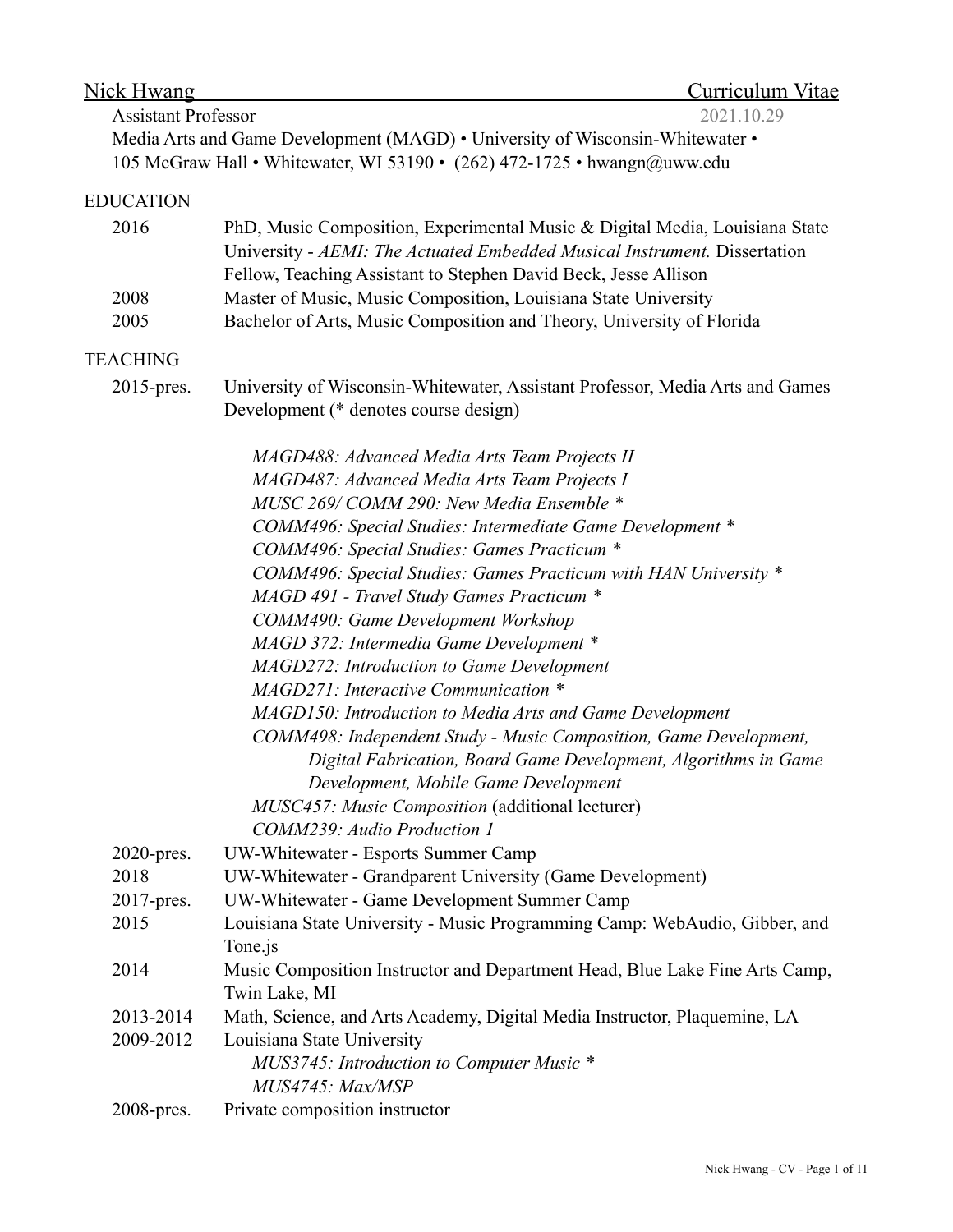# Nick Hwang — Curriculum Vitae

Assistant Professor — 2021.10.29

Media Arts and Game Development (MAGD) • University of Wisconsin-Whitewater •
105 McGraw Hall • Whitewater, WI 53190 • (262) 472-1725 • hwangn@uww.edu

## EDUCATION

- **2016** — PhD, Music Composition, Experimental Music & Digital Media, Louisiana State University - *AEMI: The Actuated Embedded Musical Instrument.* Dissertation Fellow, Teaching Assistant to Stephen David Beck, Jesse Allison
- **2008** — Master of Music, Music Composition, Louisiana State University
- **2005** — Bachelor of Arts, Music Composition and Theory, University of Florida

## TEACHING

- **2015-pres.** — University of Wisconsin-Whitewater, Assistant Professor, Media Arts and Games Development (* denotes course design)

  *MAGD488: Advanced Media Arts Team Projects II*
  *MAGD487: Advanced Media Arts Team Projects I*
  *MUSC 269/ COMM 290: New Media Ensemble **
  *COMM496: Special Studies: Intermediate Game Development **
  *COMM496: Special Studies: Games Practicum **
  *COMM496: Special Studies: Games Practicum with HAN University **
  *MAGD 491 - Travel Study Games Practicum **
  *COMM490: Game Development Workshop*
  *MAGD 372: Intermedia Game Development **
  *MAGD272: Introduction to Game Development*
  *MAGD271: Interactive Communication **
  *MAGD150: Introduction to Media Arts and Game Development*
  *COMM498: Independent Study - Music Composition, Game Development, Digital Fabrication, Board Game Development, Algorithms in Game Development, Mobile Game Development*
  *MUSC457: Music Composition* (additional lecturer)
  *COMM239: Audio Production 1*

- **2020-pres.** — UW-Whitewater - Esports Summer Camp
- **2018** — UW-Whitewater - Grandparent University (Game Development)
- **2017-pres.** — UW-Whitewater - Game Development Summer Camp
- **2015** — Louisiana State University - Music Programming Camp: WebAudio, Gibber, and Tone.js
- **2014** — Music Composition Instructor and Department Head, Blue Lake Fine Arts Camp, Twin Lake, MI
- **2013-2014** — Math, Science, and Arts Academy, Digital Media Instructor, Plaquemine, LA
- **2009-2012** — Louisiana State University

  *MUS3745: Introduction to Computer Music **
  *MUS4745: Max/MSP*

- **2008-pres.** — Private composition instructor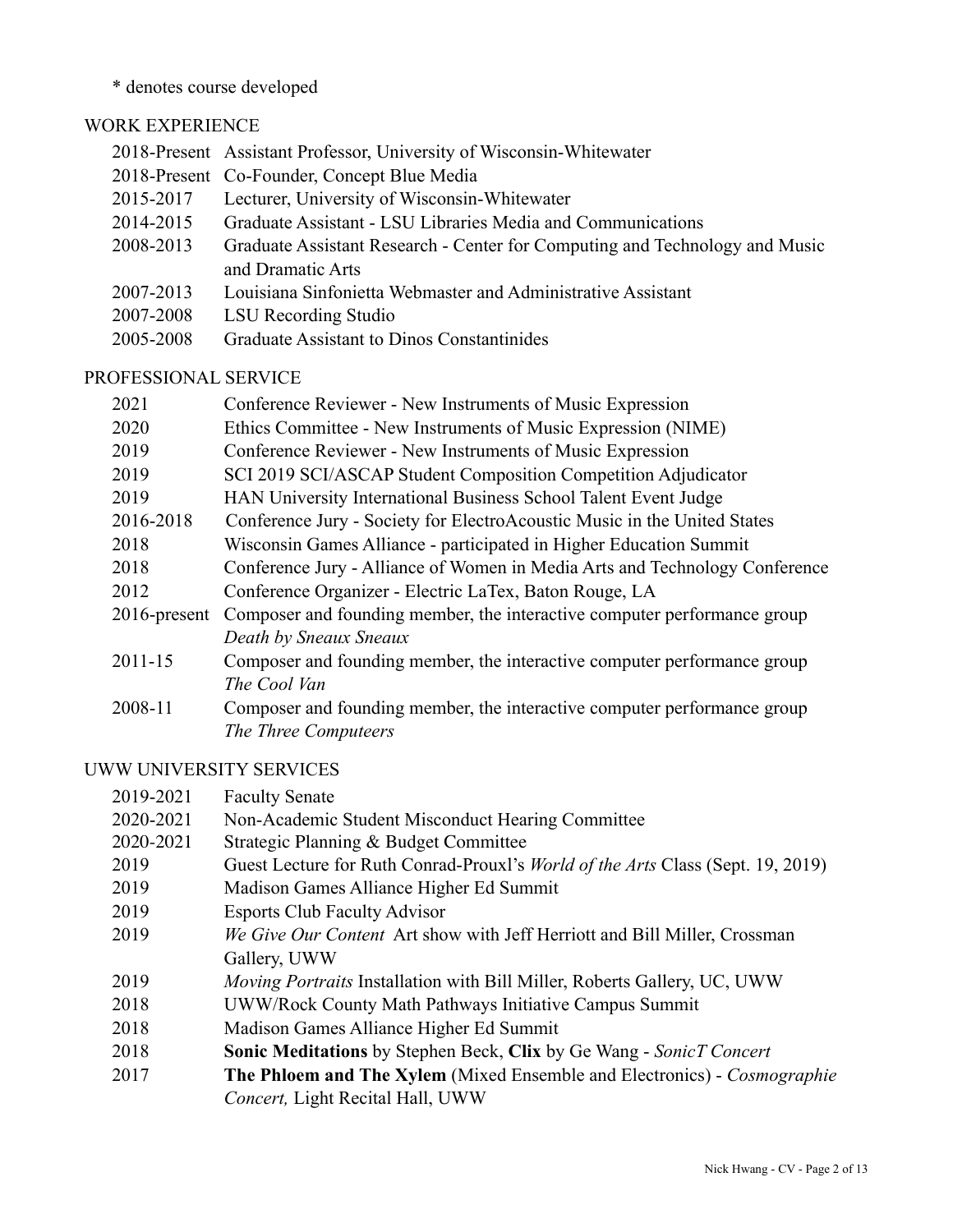* denotes course developed

## WORK EXPERIENCE

| | |
|---|---|
| 2018-Present | Assistant Professor, University of Wisconsin-Whitewater |
| 2018-Present | Co-Founder, Concept Blue Media |
| 2015-2017 | Lecturer, University of Wisconsin-Whitewater |
| 2014-2015 | Graduate Assistant - LSU Libraries Media and Communications |
| 2008-2013 | Graduate Assistant Research - Center for Computing and Technology and Music and Dramatic Arts |
| 2007-2013 | Louisiana Sinfonietta Webmaster and Administrative Assistant |
| 2007-2008 | LSU Recording Studio |
| 2005-2008 | Graduate Assistant to Dinos Constantinides |

## PROFESSIONAL SERVICE

| | |
|---|---|
| 2021 | Conference Reviewer - New Instruments of Music Expression |
| 2020 | Ethics Committee - New Instruments of Music Expression (NIME) |
| 2019 | Conference Reviewer - New Instruments of Music Expression |
| 2019 | SCI 2019 SCI/ASCAP Student Composition Competition Adjudicator |
| 2019 | HAN University International Business School Talent Event Judge |
| 2016-2018 | Conference Jury - Society for ElectroAcoustic Music in the United States |
| 2018 | Wisconsin Games Alliance - participated in Higher Education Summit |
| 2018 | Conference Jury - Alliance of Women in Media Arts and Technology Conference |
| 2012 | Conference Organizer - Electric LaTex, Baton Rouge, LA |
| 2016-present | Composer and founding member, the interactive computer performance group *Death by Sneaux Sneaux* |
| 2011-15 | Composer and founding member, the interactive computer performance group *The Cool Van* |
| 2008-11 | Composer and founding member, the interactive computer performance group *The Three Computeers* |

## UWW UNIVERSITY SERVICES

| | |
|---|---|
| 2019-2021 | Faculty Senate |
| 2020-2021 | Non-Academic Student Misconduct Hearing Committee |
| 2020-2021 | Strategic Planning & Budget Committee |
| 2019 | Guest Lecture for Ruth Conrad-Prouxl's *World of the Arts* Class (Sept. 19, 2019) |
| 2019 | Madison Games Alliance Higher Ed Summit |
| 2019 | Esports Club Faculty Advisor |
| 2019 | *We Give Our Content* Art show with Jeff Herriott and Bill Miller, Crossman Gallery, UWW |
| 2019 | *Moving Portraits* Installation with Bill Miller, Roberts Gallery, UC, UWW |
| 2018 | UWW/Rock County Math Pathways Initiative Campus Summit |
| 2018 | Madison Games Alliance Higher Ed Summit |
| 2018 | **Sonic Meditations** by Stephen Beck, **Clix** by Ge Wang - *SonicT Concert* |
| 2017 | **The Phloem and The Xylem** (Mixed Ensemble and Electronics) - *Cosmographie Concert,* Light Recital Hall, UWW |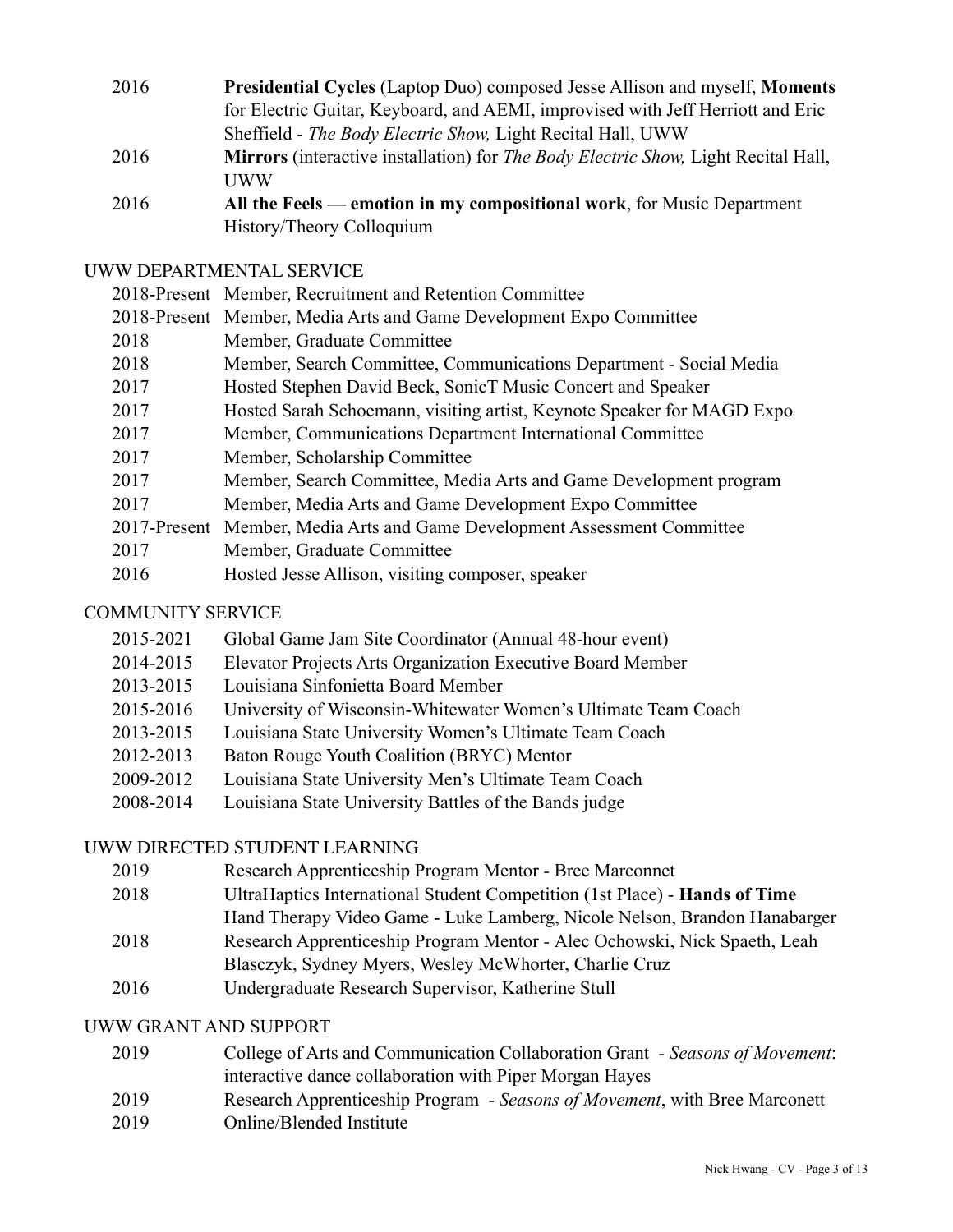| | |
|---|---|
| 2016 | **Presidential Cycles** (Laptop Duo) composed Jesse Allison and myself, **Moments** for Electric Guitar, Keyboard, and AEMI, improvised with Jeff Herriott and Eric Sheffield - *The Body Electric Show,* Light Recital Hall, UWW |
| 2016 | **Mirrors** (interactive installation) for *The Body Electric Show,* Light Recital Hall, UWW |
| 2016 | **All the Feels — emotion in my compositional work**, for Music Department History/Theory Colloquium |

## UWW DEPARTMENTAL SERVICE

| | |
|---|---|
| 2018-Present | Member, Recruitment and Retention Committee |
| 2018-Present | Member, Media Arts and Game Development Expo Committee |
| 2018 | Member, Graduate Committee |
| 2018 | Member, Search Committee, Communications Department - Social Media |
| 2017 | Hosted Stephen David Beck, SonicT Music Concert and Speaker |
| 2017 | Hosted Sarah Schoemann, visiting artist, Keynote Speaker for MAGD Expo |
| 2017 | Member, Communications Department International Committee |
| 2017 | Member, Scholarship Committee |
| 2017 | Member, Search Committee, Media Arts and Game Development program |
| 2017 | Member, Media Arts and Game Development Expo Committee |
| 2017-Present | Member, Media Arts and Game Development Assessment Committee |
| 2017 | Member, Graduate Committee |
| 2016 | Hosted Jesse Allison, visiting composer, speaker |

## COMMUNITY SERVICE

| | |
|---|---|
| 2015-2021 | Global Game Jam Site Coordinator (Annual 48-hour event) |
| 2014-2015 | Elevator Projects Arts Organization Executive Board Member |
| 2013-2015 | Louisiana Sinfonietta Board Member |
| 2015-2016 | University of Wisconsin-Whitewater Women's Ultimate Team Coach |
| 2013-2015 | Louisiana State University Women's Ultimate Team Coach |
| 2012-2013 | Baton Rouge Youth Coalition (BRYC) Mentor |
| 2009-2012 | Louisiana State University Men's Ultimate Team Coach |
| 2008-2014 | Louisiana State University Battles of the Bands judge |

## UWW DIRECTED STUDENT LEARNING

| | |
|---|---|
| 2019 | Research Apprenticeship Program Mentor - Bree Marconnet |
| 2018 | UltraHaptics International Student Competition (1st Place) - **Hands of Time** Hand Therapy Video Game - Luke Lamberg, Nicole Nelson, Brandon Hanabarger |
| 2018 | Research Apprenticeship Program Mentor - Alec Ochowski, Nick Spaeth, Leah Blasczyk, Sydney Myers, Wesley McWhorter, Charlie Cruz |
| 2016 | Undergraduate Research Supervisor, Katherine Stull |

## UWW GRANT AND SUPPORT

| | |
|---|---|
| 2019 | College of Arts and Communication Collaboration Grant - *Seasons of Movement*: interactive dance collaboration with Piper Morgan Hayes |
| 2019 | Research Apprenticeship Program - *Seasons of Movement*, with Bree Marconett |
| 2019 | Online/Blended Institute |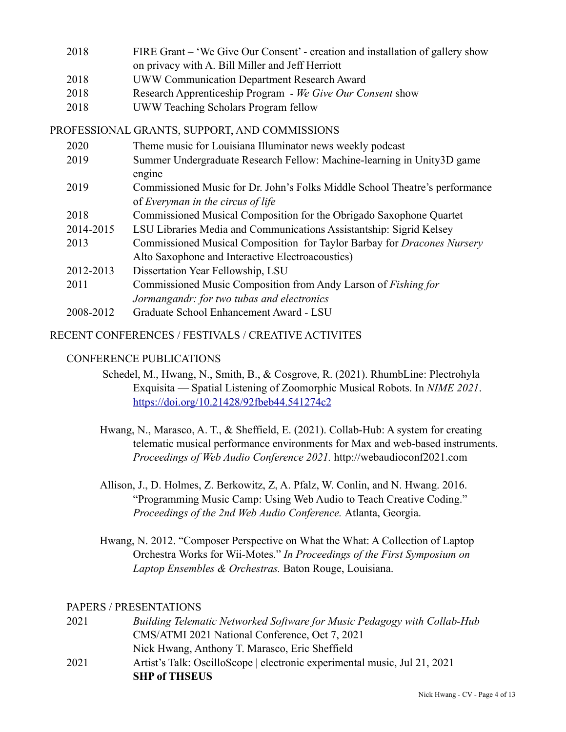| | |
|---|---|
| 2018 | FIRE Grant – 'We Give Our Consent' - creation and installation of gallery show on privacy with A. Bill Miller and Jeff Herriott |
| 2018 | UWW Communication Department Research Award |
| 2018 | Research Apprenticeship Program - *We Give Our Consent* show |
| 2018 | UWW Teaching Scholars Program fellow |

## PROFESSIONAL GRANTS, SUPPORT, AND COMMISSIONS

| | |
|---|---|
| 2020 | Theme music for Louisiana Illuminator news weekly podcast |
| 2019 | Summer Undergraduate Research Fellow: Machine-learning in Unity3D game engine |
| 2019 | Commissioned Music for Dr. John's Folks Middle School Theatre's performance of *Everyman in the circus of life* |
| 2018 | Commissioned Musical Composition for the Obrigado Saxophone Quartet |
| 2014-2015 | LSU Libraries Media and Communications Assistantship: Sigrid Kelsey |
| 2013 | Commissioned Musical Composition for Taylor Barbay for *Dracones Nursery* Alto Saxophone and Interactive Electroacoustics) |
| 2012-2013 | Dissertation Year Fellowship, LSU |
| 2011 | Commissioned Music Composition from Andy Larson of *Fishing for Jormangandr: for two tubas and electronics* |
| 2008-2012 | Graduate School Enhancement Award - LSU |

## RECENT CONFERENCES / FESTIVALS / CREATIVE ACTIVITES

### CONFERENCE PUBLICATIONS

Schedel, M., Hwang, N., Smith, B., & Cosgrove, R. (2021). RhumbLine: Plectrohyla Exquisita — Spatial Listening of Zoomorphic Musical Robots. In *NIME 2021*. https://doi.org/10.21428/92fbeb44.541274c2

Hwang, N., Marasco, A. T., & Sheffield, E. (2021). Collab-Hub: A system for creating telematic musical performance environments for Max and web-based instruments. *Proceedings of Web Audio Conference 2021.* http://webaudioconf2021.com

Allison, J., D. Holmes, Z. Berkowitz, Z, A. Pfalz, W. Conlin, and N. Hwang. 2016. "Programming Music Camp: Using Web Audio to Teach Creative Coding." *Proceedings of the 2nd Web Audio Conference.* Atlanta, Georgia.

Hwang, N. 2012. "Composer Perspective on What the What: A Collection of Laptop Orchestra Works for Wii-Motes." *In Proceedings of the First Symposium on Laptop Ensembles & Orchestras.* Baton Rouge, Louisiana.

### PAPERS / PRESENTATIONS

| | |
|---|---|
| 2021 | *Building Telematic Networked Software for Music Pedagogy with Collab-Hub* CMS/ATMI 2021 National Conference, Oct 7, 2021 Nick Hwang, Anthony T. Marasco, Eric Sheffield |
| 2021 | Artist's Talk: OscilloScope \| electronic experimental music, Jul 21, 2021 **SHP of THSEUS** |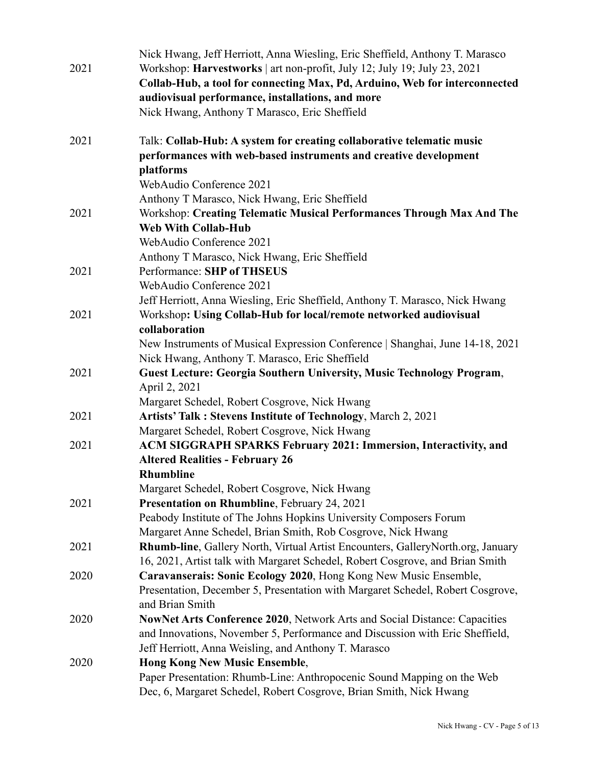Nick Hwang, Jeff Herriott, Anna Wiesling, Eric Sheffield, Anthony T. Marasco

2021 Workshop: **Harvestworks** | art non-profit, July 12; July 19; July 23, 2021
**Collab-Hub, a tool for connecting Max, Pd, Arduino, Web for interconnected audiovisual performance, installations, and more**
Nick Hwang, Anthony T Marasco, Eric Sheffield

2021 Talk: **Collab-Hub: A system for creating collaborative telematic music performances with web-based instruments and creative development platforms**
WebAudio Conference 2021
Anthony T Marasco, Nick Hwang, Eric Sheffield

2021 Workshop: **Creating Telematic Musical Performances Through Max And The Web With Collab-Hub**
WebAudio Conference 2021
Anthony T Marasco, Nick Hwang, Eric Sheffield

2021 Performance: **SHP of THSEUS**
WebAudio Conference 2021
Jeff Herriott, Anna Wiesling, Eric Sheffield, Anthony T. Marasco, Nick Hwang

2021 Workshop**: Using Collab-Hub for local/remote networked audiovisual collaboration**
New Instruments of Musical Expression Conference | Shanghai, June 14-18, 2021
Nick Hwang, Anthony T. Marasco, Eric Sheffield

2021 **Guest Lecture: Georgia Southern University, Music Technology Program**, April 2, 2021
Margaret Schedel, Robert Cosgrove, Nick Hwang

2021 **Artists' Talk : Stevens Institute of Technology**, March 2, 2021
Margaret Schedel, Robert Cosgrove, Nick Hwang

2021 **ACM SIGGRAPH SPARKS February 2021: Immersion, Interactivity, and Altered Realities - February 26**
**Rhumbline**
Margaret Schedel, Robert Cosgrove, Nick Hwang

2021 **Presentation on Rhumbline**, February 24, 2021
Peabody Institute of The Johns Hopkins University Composers Forum
Margaret Anne Schedel, Brian Smith, Rob Cosgrove, Nick Hwang

2021 **Rhumb-line**, Gallery North, Virtual Artist Encounters, GalleryNorth.org, January 16, 2021, Artist talk with Margaret Schedel, Robert Cosgrove, and Brian Smith

2020 **Caravanserais: Sonic Ecology 2020**, Hong Kong New Music Ensemble, Presentation, December 5, Presentation with Margaret Schedel, Robert Cosgrove, and Brian Smith

2020 **NowNet Arts Conference 2020**, Network Arts and Social Distance: Capacities and Innovations, November 5, Performance and Discussion with Eric Sheffield, Jeff Herriott, Anna Weisling, and Anthony T. Marasco

2020 **Hong Kong New Music Ensemble**,
Paper Presentation: Rhumb-Line: Anthropocenic Sound Mapping on the Web
Dec, 6, Margaret Schedel, Robert Cosgrove, Brian Smith, Nick Hwang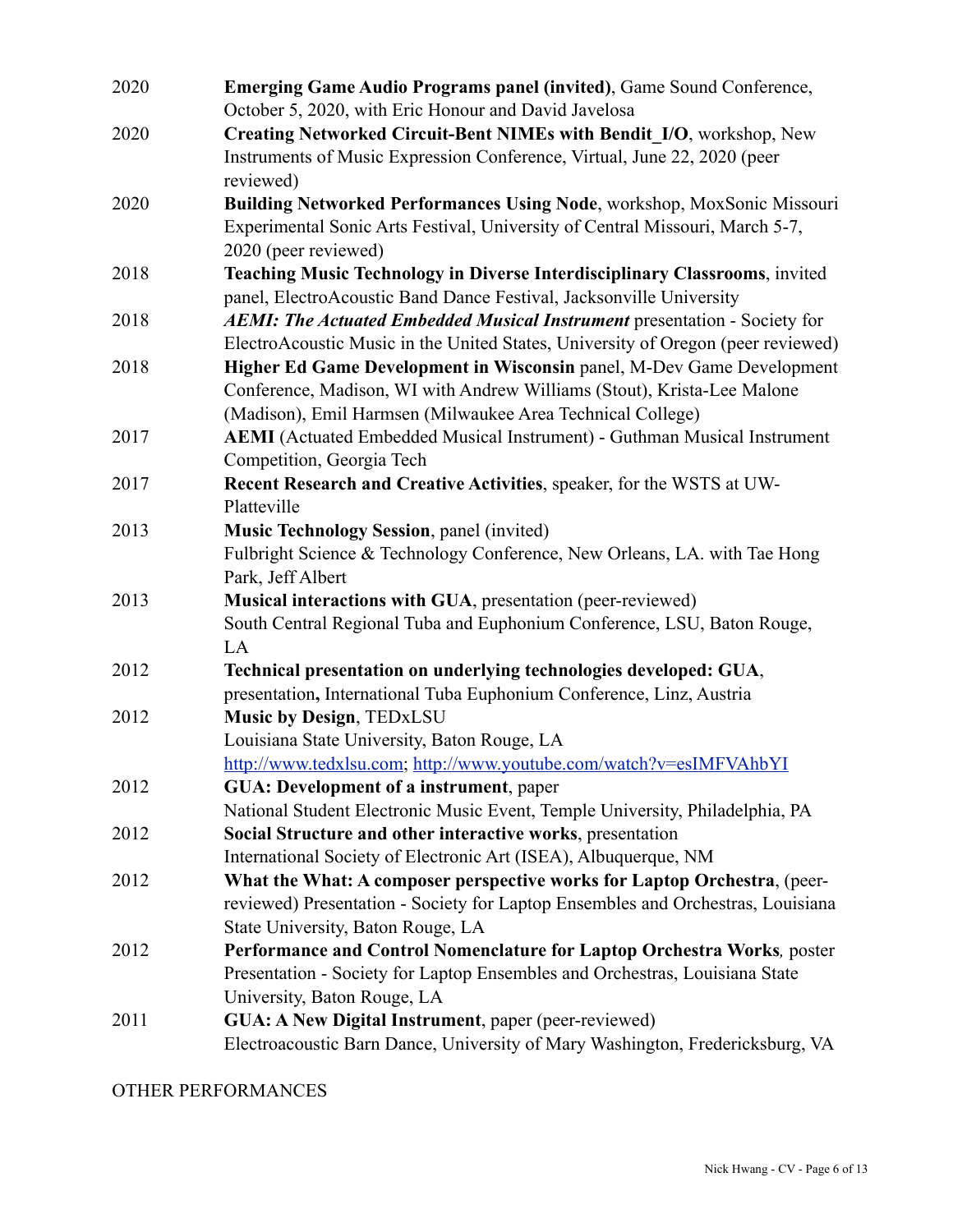2020 **Emerging Game Audio Programs panel (invited)**, Game Sound Conference, October 5, 2020, with Eric Honour and David Javelosa

2020 **Creating Networked Circuit-Bent NIMEs with Bendit_I/O**, workshop, New Instruments of Music Expression Conference, Virtual, June 22, 2020 (peer reviewed)

2020 **Building Networked Performances Using Node**, workshop, MoxSonic Missouri Experimental Sonic Arts Festival, University of Central Missouri, March 5-7, 2020 (peer reviewed)

2018 **Teaching Music Technology in Diverse Interdisciplinary Classrooms**, invited panel, ElectroAcoustic Band Dance Festival, Jacksonville University

2018 ***AEMI: The Actuated Embedded Musical Instrument*** presentation - Society for ElectroAcoustic Music in the United States, University of Oregon (peer reviewed)

2018 **Higher Ed Game Development in Wisconsin** panel, M-Dev Game Development Conference, Madison, WI with Andrew Williams (Stout), Krista-Lee Malone (Madison), Emil Harmsen (Milwaukee Area Technical College)

2017 **AEMI** (Actuated Embedded Musical Instrument) - Guthman Musical Instrument Competition, Georgia Tech

2017 **Recent Research and Creative Activities**, speaker, for the WSTS at UW-Platteville

2013 **Music Technology Session**, panel (invited)
Fulbright Science & Technology Conference, New Orleans, LA. with Tae Hong Park, Jeff Albert

2013 **Musical interactions with GUA**, presentation (peer-reviewed)
South Central Regional Tuba and Euphonium Conference, LSU, Baton Rouge, LA

2012 **Technical presentation on underlying technologies developed: GUA**, presentation**,** International Tuba Euphonium Conference, Linz, Austria

2012 **Music by Design**, TEDxLSU
Louisiana State University, Baton Rouge, LA
[http://www.tedxlsu.com](http://www.tedxlsu.com); [http://www.youtube.com/watch?v=esIMFVAhbYI](http://www.youtube.com/watch?v=esIMFVAhbYI)

2012 **GUA: Development of a instrument**, paper
National Student Electronic Music Event, Temple University, Philadelphia, PA

2012 **Social Structure and other interactive works**, presentation
International Society of Electronic Art (ISEA), Albuquerque, NM

2012 **What the What: A composer perspective works for Laptop Orchestra**, (peer-reviewed) Presentation - Society for Laptop Ensembles and Orchestras, Louisiana State University, Baton Rouge, LA

2012 **Performance and Control Nomenclature for Laptop Orchestra Works***,* poster Presentation - Society for Laptop Ensembles and Orchestras, Louisiana State University, Baton Rouge, LA

2011 **GUA: A New Digital Instrument**, paper (peer-reviewed)
Electroacoustic Barn Dance, University of Mary Washington, Fredericksburg, VA

OTHER PERFORMANCES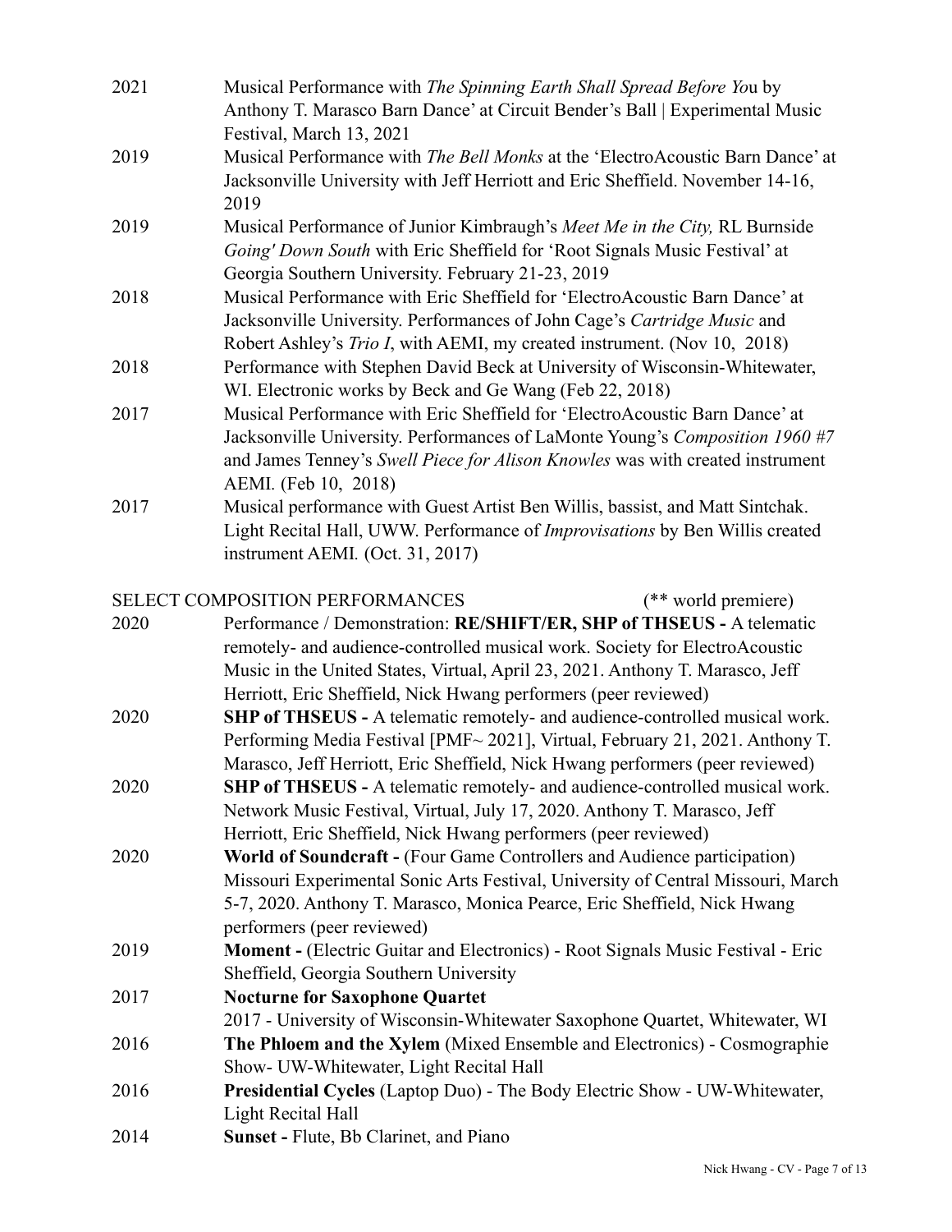2021 Musical Performance with *The Spinning Earth Shall Spread Before You* by Anthony T. Marasco Barn Dance' at Circuit Bender's Ball | Experimental Music Festival, March 13, 2021

2019 Musical Performance with *The Bell Monks* at the 'ElectroAcoustic Barn Dance' at Jacksonville University with Jeff Herriott and Eric Sheffield. November 14-16, 2019

2019 Musical Performance of Junior Kimbraugh's *Meet Me in the City,* RL Burnside *Going' Down South* with Eric Sheffield for 'Root Signals Music Festival' at Georgia Southern University. February 21-23, 2019

2018 Musical Performance with Eric Sheffield for 'ElectroAcoustic Barn Dance' at Jacksonville University. Performances of John Cage's *Cartridge Music* and Robert Ashley's *Trio I*, with AEMI, my created instrument. (Nov 10, 2018)

2018 Performance with Stephen David Beck at University of Wisconsin-Whitewater, WI. Electronic works by Beck and Ge Wang (Feb 22, 2018)

2017 Musical Performance with Eric Sheffield for 'ElectroAcoustic Barn Dance' at Jacksonville University. Performances of LaMonte Young's *Composition 1960 #7* and James Tenney's *Swell Piece for Alison Knowles* was with created instrument AEMI. (Feb 10, 2018)

2017 Musical performance with Guest Artist Ben Willis, bassist, and Matt Sintchak. Light Recital Hall, UWW. Performance of *Improvisations* by Ben Willis created instrument AEMI. (Oct. 31, 2017)

SELECT COMPOSITION PERFORMANCES (** world premiere)

2020 Performance / Demonstration: **RE/SHIFT/ER, SHP of THSEUS -** A telematic remotely- and audience-controlled musical work. Society for ElectroAcoustic Music in the United States, Virtual, April 23, 2021. Anthony T. Marasco, Jeff Herriott, Eric Sheffield, Nick Hwang performers (peer reviewed)

2020 **SHP of THSEUS -** A telematic remotely- and audience-controlled musical work. Performing Media Festival [PMF~ 2021], Virtual, February 21, 2021. Anthony T. Marasco, Jeff Herriott, Eric Sheffield, Nick Hwang performers (peer reviewed)

2020 **SHP of THSEUS -** A telematic remotely- and audience-controlled musical work. Network Music Festival, Virtual, July 17, 2020. Anthony T. Marasco, Jeff Herriott, Eric Sheffield, Nick Hwang performers (peer reviewed)

2020 **World of Soundcraft -** (Four Game Controllers and Audience participation) Missouri Experimental Sonic Arts Festival, University of Central Missouri, March 5-7, 2020. Anthony T. Marasco, Monica Pearce, Eric Sheffield, Nick Hwang performers (peer reviewed)

2019 **Moment -** (Electric Guitar and Electronics) - Root Signals Music Festival - Eric Sheffield, Georgia Southern University

2017 **Nocturne for Saxophone Quartet**
2017 - University of Wisconsin-Whitewater Saxophone Quartet, Whitewater, WI

2016 **The Phloem and the Xylem** (Mixed Ensemble and Electronics) - Cosmographie Show- UW-Whitewater, Light Recital Hall

2016 **Presidential Cycles** (Laptop Duo) - The Body Electric Show - UW-Whitewater, Light Recital Hall

2014 **Sunset -** Flute, Bb Clarinet, and Piano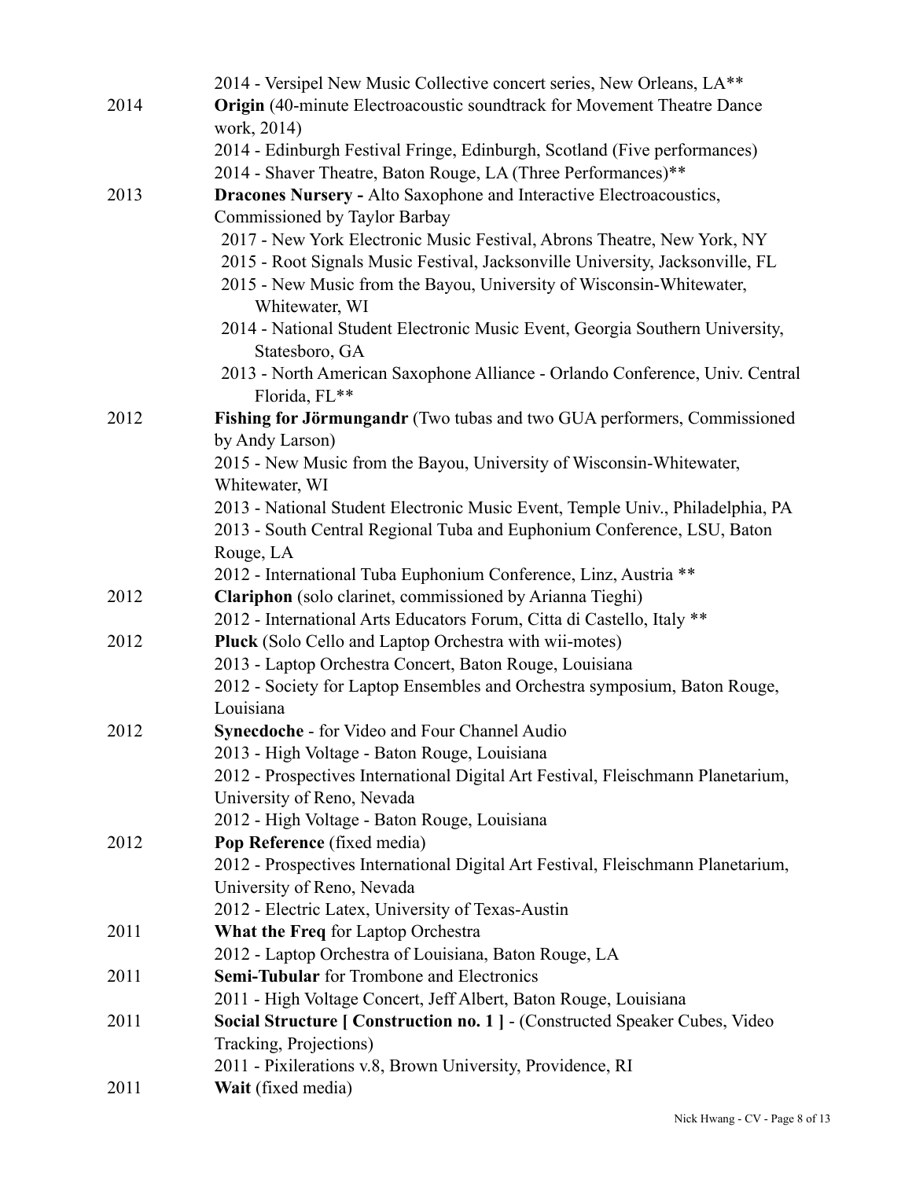2014 - Versipel New Music Collective concert series, New Orleans, LA**

2014 **Origin** (40-minute Electroacoustic soundtrack for Movement Theatre Dance work, 2014)
2014 - Edinburgh Festival Fringe, Edinburgh, Scotland (Five performances)
2014 - Shaver Theatre, Baton Rouge, LA (Three Performances)**

2013 **Dracones Nursery -** Alto Saxophone and Interactive Electroacoustics, Commissioned by Taylor Barbay
2017 - New York Electronic Music Festival, Abrons Theatre, New York, NY
2015 - Root Signals Music Festival, Jacksonville University, Jacksonville, FL
2015 - New Music from the Bayou, University of Wisconsin-Whitewater, Whitewater, WI
2014 - National Student Electronic Music Event, Georgia Southern University, Statesboro, GA
2013 - North American Saxophone Alliance - Orlando Conference, Univ. Central Florida, FL**

2012 **Fishing for Jörmungandr** (Two tubas and two GUA performers, Commissioned by Andy Larson)
2015 - New Music from the Bayou, University of Wisconsin-Whitewater, Whitewater, WI
2013 - National Student Electronic Music Event, Temple Univ., Philadelphia, PA
2013 - South Central Regional Tuba and Euphonium Conference, LSU, Baton Rouge, LA
2012 - International Tuba Euphonium Conference, Linz, Austria **

2012 **Clariphon** (solo clarinet, commissioned by Arianna Tieghi)
2012 - International Arts Educators Forum, Citta di Castello, Italy **

2012 **Pluck** (Solo Cello and Laptop Orchestra with wii-motes)
2013 - Laptop Orchestra Concert, Baton Rouge, Louisiana
2012 - Society for Laptop Ensembles and Orchestra symposium, Baton Rouge, Louisiana

2012 **Synecdoche** - for Video and Four Channel Audio
2013 - High Voltage - Baton Rouge, Louisiana
2012 - Prospectives International Digital Art Festival, Fleischmann Planetarium, University of Reno, Nevada
2012 - High Voltage - Baton Rouge, Louisiana

2012 **Pop Reference** (fixed media)
2012 - Prospectives International Digital Art Festival, Fleischmann Planetarium, University of Reno, Nevada
2012 - Electric Latex, University of Texas-Austin

2011 **What the Freq** for Laptop Orchestra
2012 - Laptop Orchestra of Louisiana, Baton Rouge, LA

2011 **Semi-Tubular** for Trombone and Electronics
2011 - High Voltage Concert, Jeff Albert, Baton Rouge, Louisiana

2011 **Social Structure [ Construction no. 1 ]** - (Constructed Speaker Cubes, Video Tracking, Projections)
2011 - Pixilerations v.8, Brown University, Providence, RI

2011 **Wait** (fixed media)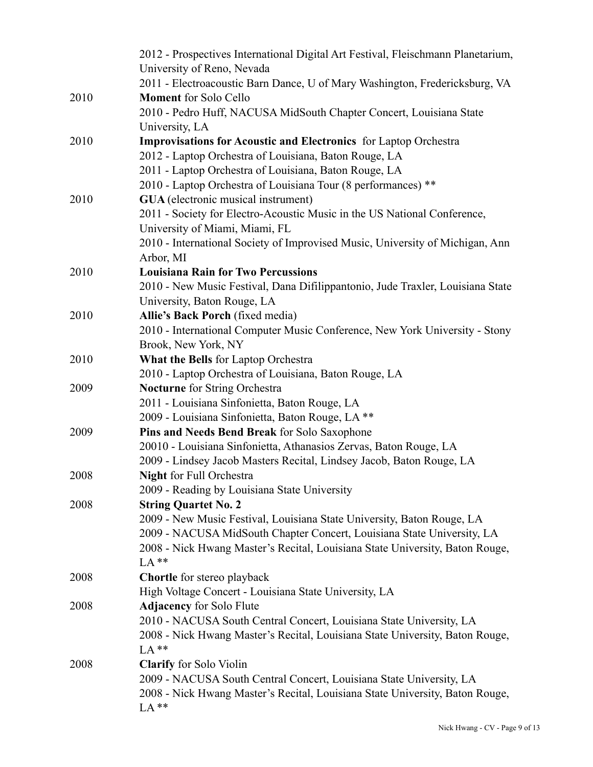2012 - Prospectives International Digital Art Festival, Fleischmann Planetarium, University of Reno, Nevada
2011 - Electroacoustic Barn Dance, U of Mary Washington, Fredericksburg, VA

2010 **Moment** for Solo Cello
2010 - Pedro Huff, NACUSA MidSouth Chapter Concert, Louisiana State University, LA

2010 **Improvisations for Acoustic and Electronics** for Laptop Orchestra
2012 - Laptop Orchestra of Louisiana, Baton Rouge, LA
2011 - Laptop Orchestra of Louisiana, Baton Rouge, LA
2010 - Laptop Orchestra of Louisiana Tour (8 performances) **

2010 **GUA** (electronic musical instrument)
2011 - Society for Electro-Acoustic Music in the US National Conference, University of Miami, Miami, FL
2010 - International Society of Improvised Music, University of Michigan, Ann Arbor, MI

2010 **Louisiana Rain for Two Percussions**
2010 - New Music Festival, Dana Difilippantonio, Jude Traxler, Louisiana State University, Baton Rouge, LA

2010 **Allie's Back Porch** (fixed media)
2010 - International Computer Music Conference, New York University - Stony Brook, New York, NY

2010 **What the Bells** for Laptop Orchestra
2010 - Laptop Orchestra of Louisiana, Baton Rouge, LA

2009 **Nocturne** for String Orchestra
2011 - Louisiana Sinfonietta, Baton Rouge, LA
2009 - Louisiana Sinfonietta, Baton Rouge, LA **

2009 **Pins and Needs Bend Break** for Solo Saxophone
20010 - Louisiana Sinfonietta, Athanasios Zervas, Baton Rouge, LA
2009 - Lindsey Jacob Masters Recital, Lindsey Jacob, Baton Rouge, LA

2008 **Night** for Full Orchestra
2009 - Reading by Louisiana State University

2008 **String Quartet No. 2**
2009 - New Music Festival, Louisiana State University, Baton Rouge, LA
2009 - NACUSA MidSouth Chapter Concert, Louisiana State University, LA
2008 - Nick Hwang Master's Recital, Louisiana State University, Baton Rouge, LA **

2008 **Chortle** for stereo playback
High Voltage Concert - Louisiana State University, LA

2008 **Adjacency** for Solo Flute
2010 - NACUSA South Central Concert, Louisiana State University, LA
2008 - Nick Hwang Master's Recital, Louisiana State University, Baton Rouge, LA **

2008 **Clarify** for Solo Violin
2009 - NACUSA South Central Concert, Louisiana State University, LA
2008 - Nick Hwang Master's Recital, Louisiana State University, Baton Rouge, LA **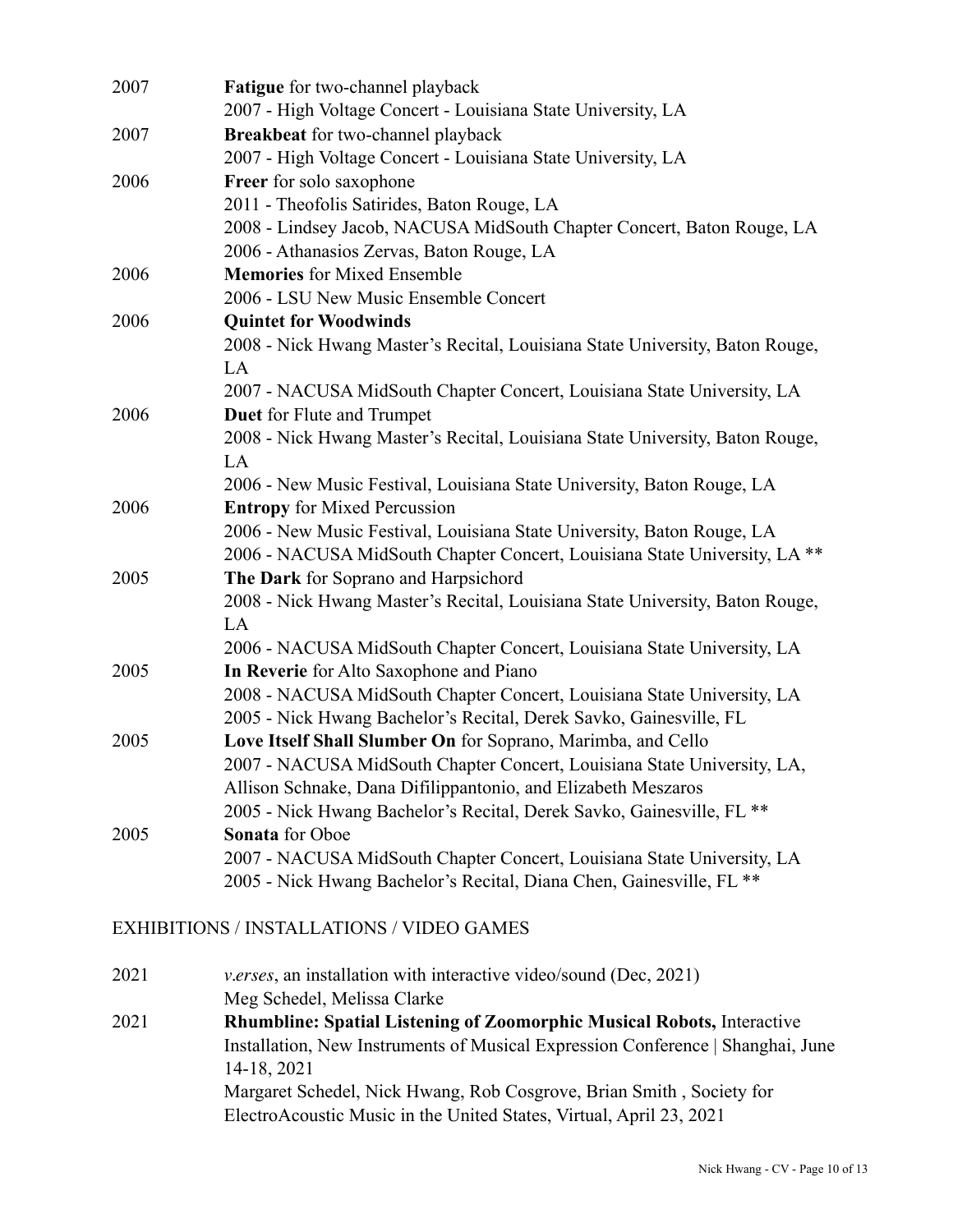2007 **Fatigue** for two-channel playback
2007 - High Voltage Concert - Louisiana State University, LA

2007 **Breakbeat** for two-channel playback
2007 - High Voltage Concert - Louisiana State University, LA

2006 **Freer** for solo saxophone
2011 - Theofolis Satirides, Baton Rouge, LA
2008 - Lindsey Jacob, NACUSA MidSouth Chapter Concert, Baton Rouge, LA
2006 - Athanasios Zervas, Baton Rouge, LA

2006 **Memories** for Mixed Ensemble
2006 - LSU New Music Ensemble Concert

2006 **Quintet for Woodwinds**
2008 - Nick Hwang Master's Recital, Louisiana State University, Baton Rouge, LA
2007 - NACUSA MidSouth Chapter Concert, Louisiana State University, LA

2006 **Duet** for Flute and Trumpet
2008 - Nick Hwang Master's Recital, Louisiana State University, Baton Rouge, LA
2006 - New Music Festival, Louisiana State University, Baton Rouge, LA

2006 **Entropy** for Mixed Percussion
2006 - New Music Festival, Louisiana State University, Baton Rouge, LA
2006 - NACUSA MidSouth Chapter Concert, Louisiana State University, LA **

2005 **The Dark** for Soprano and Harpsichord
2008 - Nick Hwang Master's Recital, Louisiana State University, Baton Rouge, LA
2006 - NACUSA MidSouth Chapter Concert, Louisiana State University, LA

2005 **In Reverie** for Alto Saxophone and Piano
2008 - NACUSA MidSouth Chapter Concert, Louisiana State University, LA
2005 - Nick Hwang Bachelor's Recital, Derek Savko, Gainesville, FL

2005 **Love Itself Shall Slumber On** for Soprano, Marimba, and Cello
2007 - NACUSA MidSouth Chapter Concert, Louisiana State University, LA, Allison Schnake, Dana Difilippantonio, and Elizabeth Meszaros
2005 - Nick Hwang Bachelor's Recital, Derek Savko, Gainesville, FL **

2005 **Sonata** for Oboe
2007 - NACUSA MidSouth Chapter Concert, Louisiana State University, LA
2005 - Nick Hwang Bachelor's Recital, Diana Chen, Gainesville, FL **

## EXHIBITIONS / INSTALLATIONS / VIDEO GAMES

2021 *v.erses*, an installation with interactive video/sound (Dec, 2021)
Meg Schedel, Melissa Clarke

2021 **Rhumbline: Spatial Listening of Zoomorphic Musical Robots,** Interactive Installation, New Instruments of Musical Expression Conference | Shanghai, June 14-18, 2021
Margaret Schedel, Nick Hwang, Rob Cosgrove, Brian Smith , Society for ElectroAcoustic Music in the United States, Virtual, April 23, 2021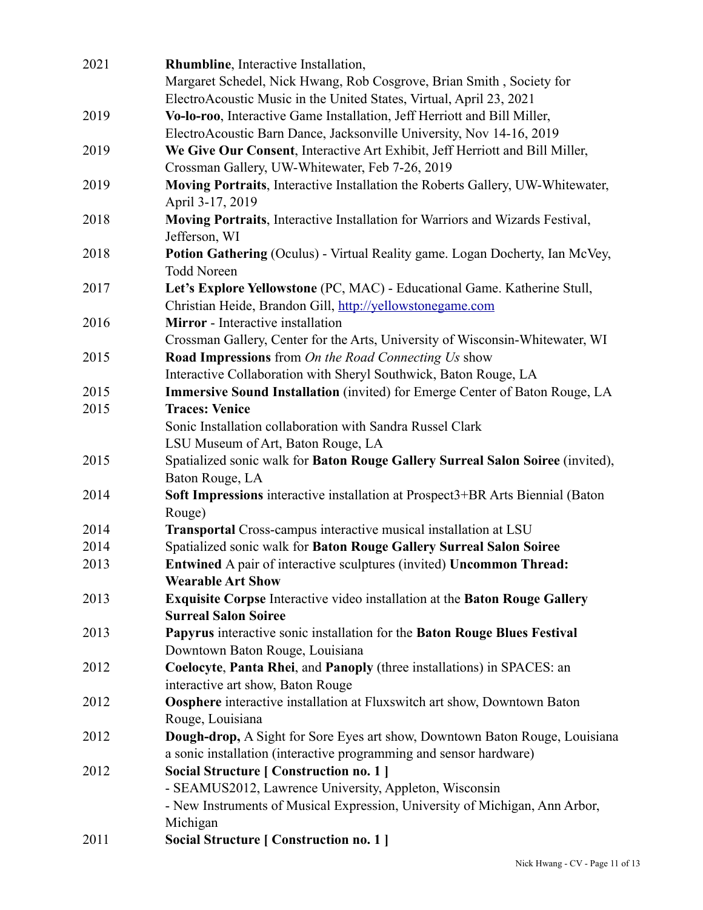2021 **Rhumbline**, Interactive Installation,
Margaret Schedel, Nick Hwang, Rob Cosgrove, Brian Smith , Society for ElectroAcoustic Music in the United States, Virtual, April 23, 2021

2019 **Vo-lo-roo**, Interactive Game Installation, Jeff Herriott and Bill Miller, ElectroAcoustic Barn Dance, Jacksonville University, Nov 14-16, 2019

2019 **We Give Our Consent**, Interactive Art Exhibit, Jeff Herriott and Bill Miller, Crossman Gallery, UW-Whitewater, Feb 7-26, 2019

2019 **Moving Portraits**, Interactive Installation the Roberts Gallery, UW-Whitewater, April 3-17, 2019

2018 **Moving Portraits**, Interactive Installation for Warriors and Wizards Festival, Jefferson, WI

2018 **Potion Gathering** (Oculus) - Virtual Reality game. Logan Docherty, Ian McVey, Todd Noreen

2017 **Let's Explore Yellowstone** (PC, MAC) - Educational Game. Katherine Stull, Christian Heide, Brandon Gill, [http://yellowstonegame.com](http://yellowstonegame.com)

2016 **Mirror** - Interactive installation
Crossman Gallery, Center for the Arts, University of Wisconsin-Whitewater, WI

2015 **Road Impressions** from *On the Road Connecting Us* show
Interactive Collaboration with Sheryl Southwick, Baton Rouge, LA

2015 **Immersive Sound Installation** (invited) for Emerge Center of Baton Rouge, LA

2015 **Traces: Venice**
Sonic Installation collaboration with Sandra Russel Clark
LSU Museum of Art, Baton Rouge, LA

2015 Spatialized sonic walk for **Baton Rouge Gallery Surreal Salon Soiree** (invited), Baton Rouge, LA

2014 **Soft Impressions** interactive installation at Prospect3+BR Arts Biennial (Baton Rouge)

2014 **Transportal** Cross-campus interactive musical installation at LSU

2014 Spatialized sonic walk for **Baton Rouge Gallery Surreal Salon Soiree**

2013 **Entwined** A pair of interactive sculptures (invited) **Uncommon Thread: Wearable Art Show**

2013 **Exquisite Corpse** Interactive video installation at the **Baton Rouge Gallery Surreal Salon Soiree**

2013 **Papyrus** interactive sonic installation for the **Baton Rouge Blues Festival**
Downtown Baton Rouge, Louisiana

2012 **Coelocyte**, **Panta Rhei**, and **Panoply** (three installations) in SPACES: an interactive art show, Baton Rouge

2012 **Oosphere** interactive installation at Fluxswitch art show, Downtown Baton Rouge, Louisiana

2012 **Dough-drop,** A Sight for Sore Eyes art show, Downtown Baton Rouge, Louisiana
a sonic installation (interactive programming and sensor hardware)

2012 **Social Structure [ Construction no. 1 ]**
- SEAMUS2012, Lawrence University, Appleton, Wisconsin
- New Instruments of Musical Expression, University of Michigan, Ann Arbor, Michigan

2011 **Social Structure [ Construction no. 1 ]**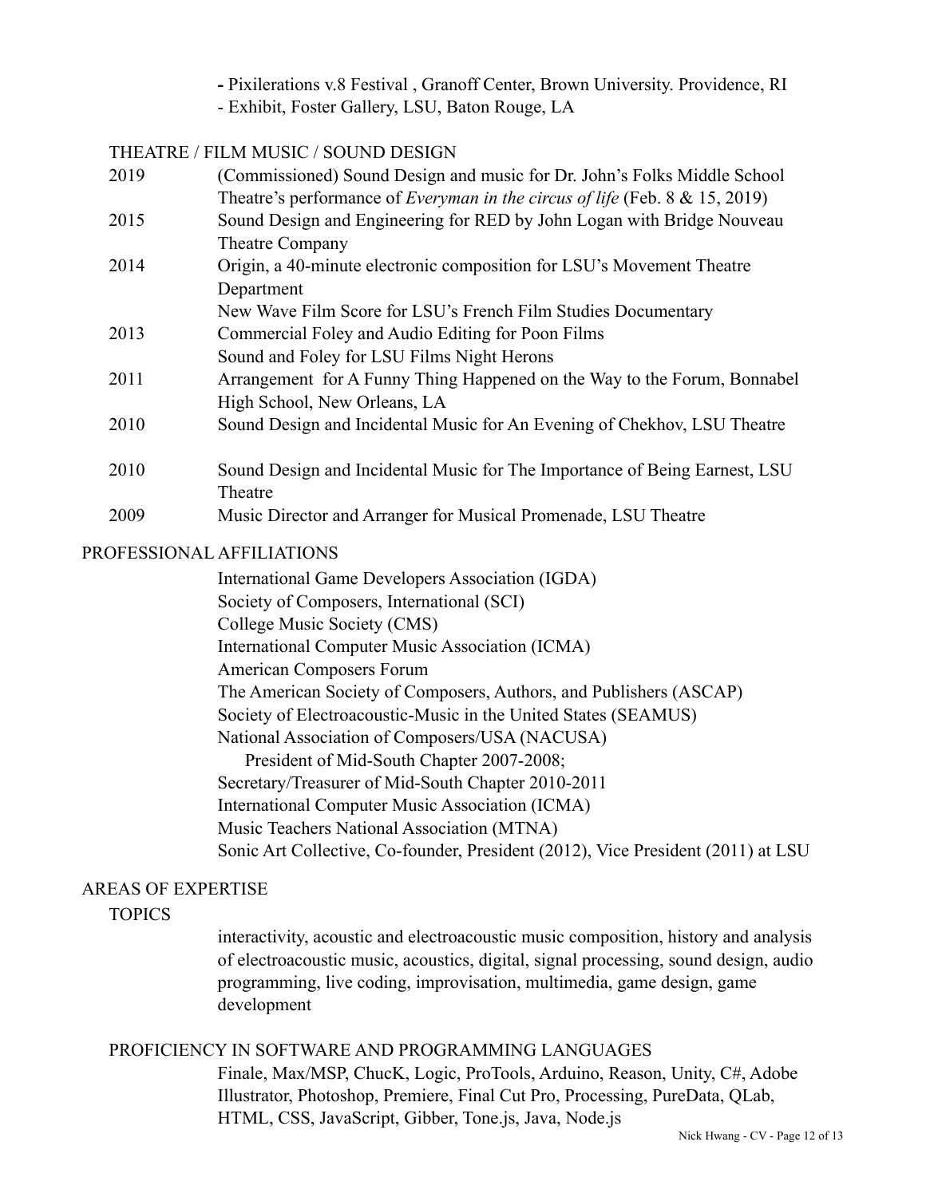- Pixilerations v.8 Festival , Granoff Center, Brown University. Providence, RI
- Exhibit, Foster Gallery, LSU, Baton Rouge, LA

## THEATRE / FILM MUSIC / SOUND DESIGN

| | |
|---|---|
| 2019 | (Commissioned) Sound Design and music for Dr. John's Folks Middle School Theatre's performance of *Everyman in the circus of life* (Feb. 8 & 15, 2019) |
| 2015 | Sound Design and Engineering for RED by John Logan with Bridge Nouveau Theatre Company |
| 2014 | Origin, a 40-minute electronic composition for LSU's Movement Theatre Department |
| | New Wave Film Score for LSU's French Film Studies Documentary |
| 2013 | Commercial Foley and Audio Editing for Poon Films |
| | Sound and Foley for LSU Films Night Herons |
| 2011 | Arrangement for A Funny Thing Happened on the Way to the Forum, Bonnabel High School, New Orleans, LA |
| 2010 | Sound Design and Incidental Music for An Evening of Chekhov, LSU Theatre |
| 2010 | Sound Design and Incidental Music for The Importance of Being Earnest, LSU Theatre |
| 2009 | Music Director and Arranger for Musical Promenade, LSU Theatre |

## PROFESSIONAL AFFILIATIONS

International Game Developers Association (IGDA)
Society of Composers, International (SCI)
College Music Society (CMS)
International Computer Music Association (ICMA)
American Composers Forum
The American Society of Composers, Authors, and Publishers (ASCAP)
Society of Electroacoustic-Music in the United States (SEAMUS)
National Association of Composers/USA (NACUSA)
  President of Mid-South Chapter 2007-2008;
Secretary/Treasurer of Mid-South Chapter 2010-2011
International Computer Music Association (ICMA)
Music Teachers National Association (MTNA)
Sonic Art Collective, Co-founder, President (2012), Vice President (2011) at LSU

## AREAS OF EXPERTISE

### TOPICS

interactivity, acoustic and electroacoustic music composition, history and analysis of electroacoustic music, acoustics, digital, signal processing, sound design, audio programming, live coding, improvisation, multimedia, game design, game development

### PROFICIENCY IN SOFTWARE AND PROGRAMMING LANGUAGES

Finale, Max/MSP, ChucK, Logic, ProTools, Arduino, Reason, Unity, C#, Adobe Illustrator, Photoshop, Premiere, Final Cut Pro, Processing, PureData, QLab, HTML, CSS, JavaScript, Gibber, Tone.js, Java, Node.js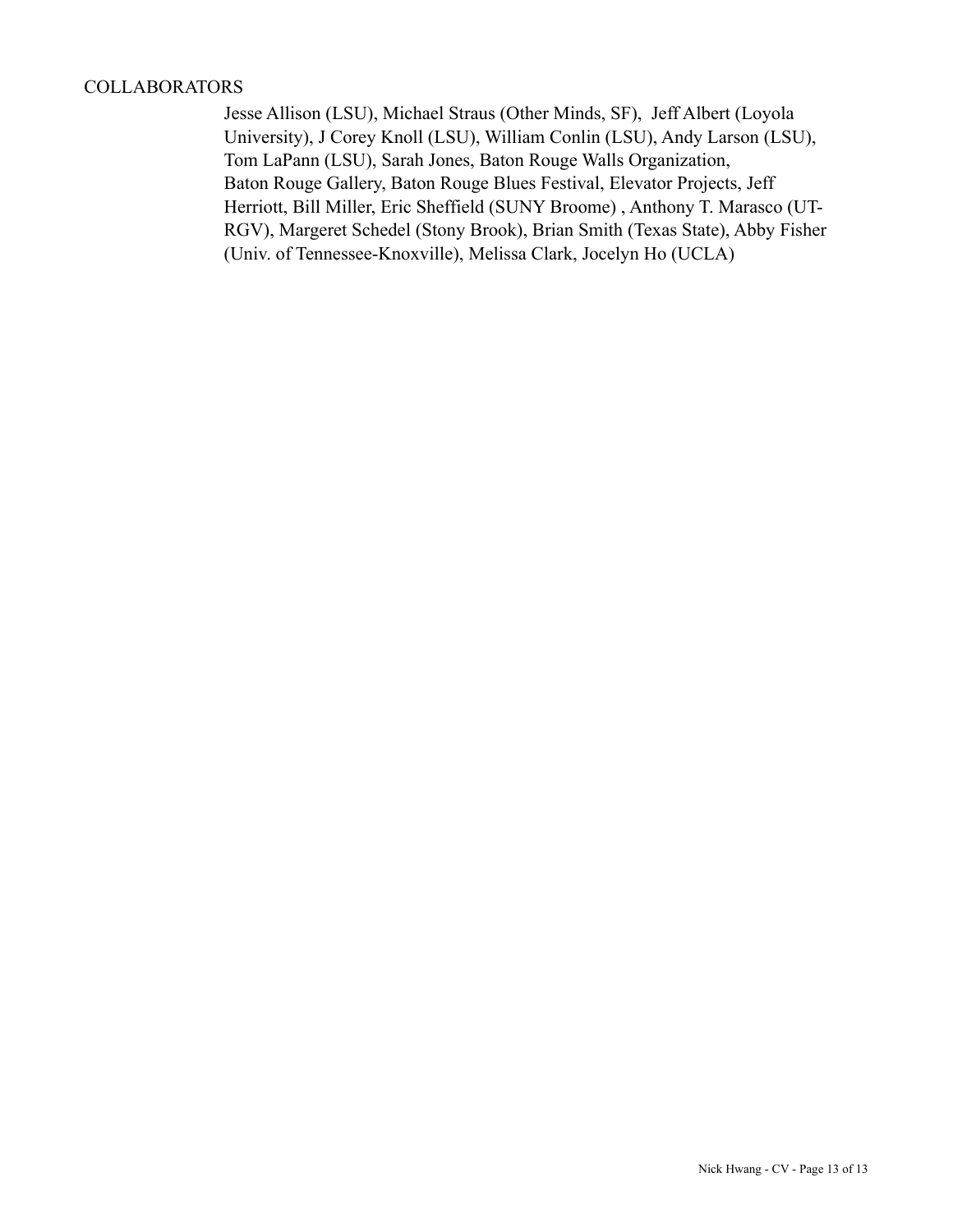## COLLABORATORS

Jesse Allison (LSU), Michael Straus (Other Minds, SF), Jeff Albert (Loyola University), J Corey Knoll (LSU), William Conlin (LSU), Andy Larson (LSU), Tom LaPann (LSU), Sarah Jones, Baton Rouge Walls Organization, Baton Rouge Gallery, Baton Rouge Blues Festival, Elevator Projects, Jeff Herriott, Bill Miller, Eric Sheffield (SUNY Broome) , Anthony T. Marasco (UT-RGV), Margeret Schedel (Stony Brook), Brian Smith (Texas State), Abby Fisher (Univ. of Tennessee-Knoxville), Melissa Clark, Jocelyn Ho (UCLA)